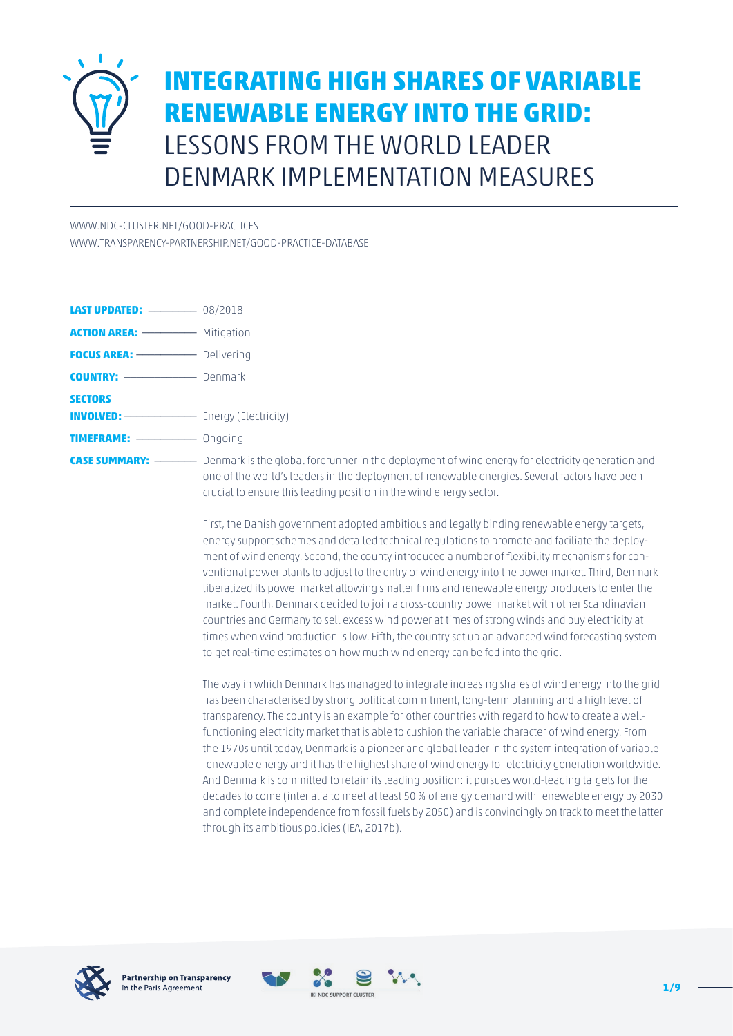# INTEGRATING HIGH SHARES OF VARIABLE RENEWABLE ENERGY INTO THE GRID: LESSONS FROM THE WORLD LEADER DENMARK IMPLEMENTATION MEASURES

WWW.NDC-CLUSTER.NET/GOOD-PRACTICES
WWW.TRANSPARENCY-PARTNERSHIP.NET/GOOD-PRACTICE-DATABASE

**LAST UPDATED:** 08/2018

**ACTION AREA:** Mitigation

**FOCUS AREA:** Delivering

**COUNTRY:** Denmark

**SECTORS INVOLVED:** Energy (Electricity)

**TIMEFRAME:** Ongoing

**CASE SUMMARY:** Denmark is the global forerunner in the deployment of wind energy for electricity generation and one of the world's leaders in the deployment of renewable energies. Several factors have been crucial to ensure this leading position in the wind energy sector.

First, the Danish government adopted ambitious and legally binding renewable energy targets, energy support schemes and detailed technical regulations to promote and faciliate the deployment of wind energy. Second, the county introduced a number of flexibility mechanisms for conventional power plants to adjust to the entry of wind energy into the power market. Third, Denmark liberalized its power market allowing smaller firms and renewable energy producers to enter the market. Fourth, Denmark decided to join a cross-country power market with other Scandinavian countries and Germany to sell excess wind power at times of strong winds and buy electricity at times when wind production is low. Fifth, the country set up an advanced wind forecasting system to get real-time estimates on how much wind energy can be fed into the grid.

The way in which Denmark has managed to integrate increasing shares of wind energy into the grid has been characterised by strong political commitment, long-term planning and a high level of transparency. The country is an example for other countries with regard to how to create a well-functioning electricity market that is able to cushion the variable character of wind energy. From the 1970s until today, Denmark is a pioneer and global leader in the system integration of variable renewable energy and it has the highest share of wind energy for electricity generation worldwide. And Denmark is committed to retain its leading position: it pursues world-leading targets for the decades to come (inter alia to meet at least 50 % of energy demand with renewable energy by 2030 and complete independence from fossil fuels by 2050) and is convincingly on track to meet the latter through its ambitious policies (IEA, 2017b).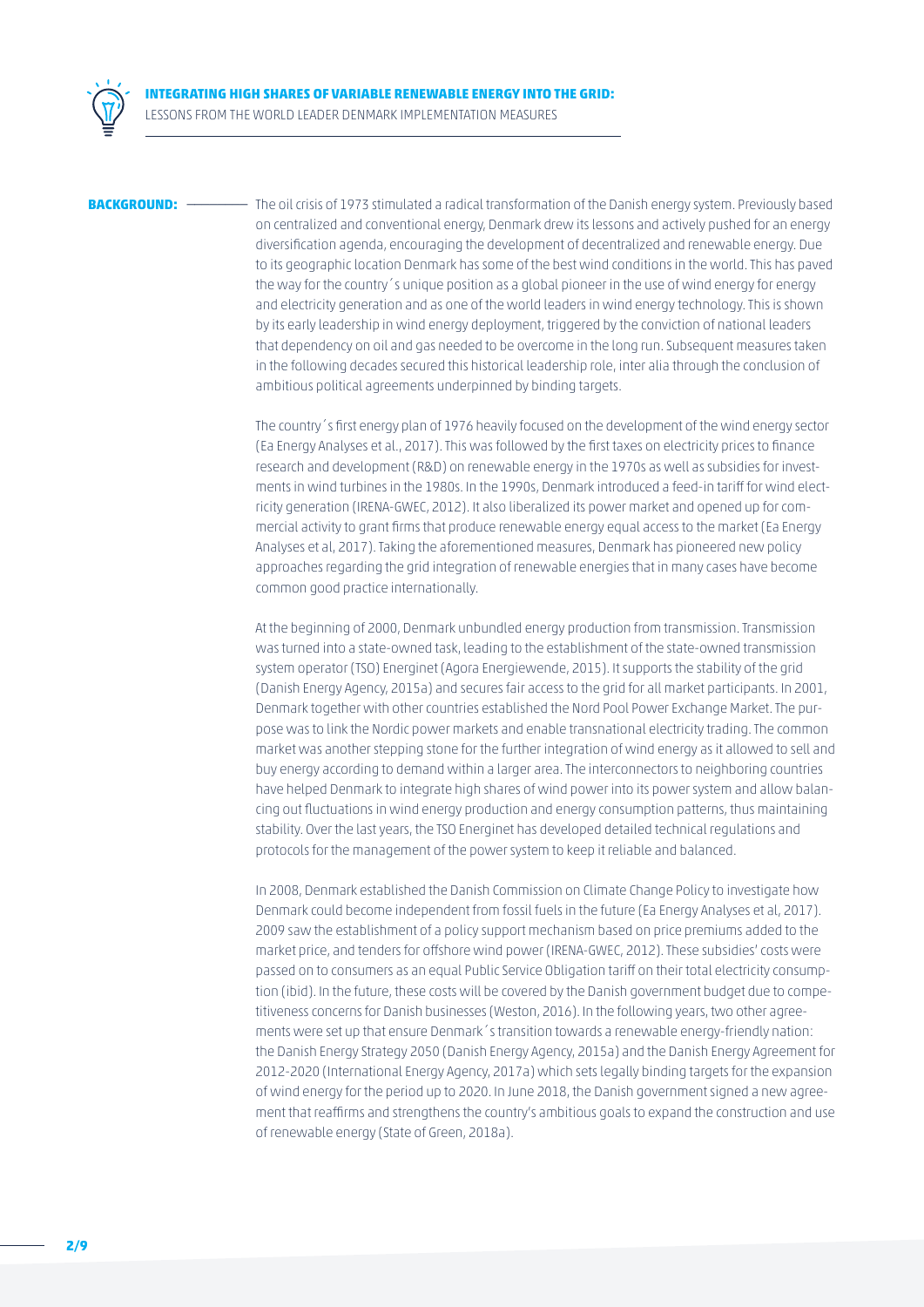**BACKGROUND:** The oil crisis of 1973 stimulated a radical transformation of the Danish energy system. Previously based on centralized and conventional energy, Denmark drew its lessons and actively pushed for an energy diversification agenda, encouraging the development of decentralized and renewable energy. Due to its geographic location Denmark has some of the best wind conditions in the world. This has paved the way for the country´s unique position as a global pioneer in the use of wind energy for energy and electricity generation and as one of the world leaders in wind energy technology. This is shown by its early leadership in wind energy deployment, triggered by the conviction of national leaders that dependency on oil and gas needed to be overcome in the long run. Subsequent measures taken in the following decades secured this historical leadership role, inter alia through the conclusion of ambitious political agreements underpinned by binding targets.

The country´s first energy plan of 1976 heavily focused on the development of the wind energy sector (Ea Energy Analyses et al., 2017). This was followed by the first taxes on electricity prices to finance research and development (R&D) on renewable energy in the 1970s as well as subsidies for investments in wind turbines in the 1980s. In the 1990s, Denmark introduced a feed-in tariff for wind electricity generation (IRENA-GWEC, 2012). It also liberalized its power market and opened up for commercial activity to grant firms that produce renewable energy equal access to the market (Ea Energy Analyses et al, 2017). Taking the aforementioned measures, Denmark has pioneered new policy approaches regarding the grid integration of renewable energies that in many cases have become common good practice internationally.

At the beginning of 2000, Denmark unbundled energy production from transmission. Transmission was turned into a state-owned task, leading to the establishment of the state-owned transmission system operator (TSO) Energinet (Agora Energiewende, 2015). It supports the stability of the grid (Danish Energy Agency, 2015a) and secures fair access to the grid for all market participants. In 2001, Denmark together with other countries established the Nord Pool Power Exchange Market. The purpose was to link the Nordic power markets and enable transnational electricity trading. The common market was another stepping stone for the further integration of wind energy as it allowed to sell and buy energy according to demand within a larger area. The interconnectors to neighboring countries have helped Denmark to integrate high shares of wind power into its power system and allow balancing out fluctuations in wind energy production and energy consumption patterns, thus maintaining stability. Over the last years, the TSO Energinet has developed detailed technical regulations and protocols for the management of the power system to keep it reliable and balanced.

In 2008, Denmark established the Danish Commission on Climate Change Policy to investigate how Denmark could become independent from fossil fuels in the future (Ea Energy Analyses et al, 2017). 2009 saw the establishment of a policy support mechanism based on price premiums added to the market price, and tenders for offshore wind power (IRENA-GWEC, 2012). These subsidies' costs were passed on to consumers as an equal Public Service Obligation tariff on their total electricity consumption (ibid). In the future, these costs will be covered by the Danish government budget due to competitiveness concerns for Danish businesses (Weston, 2016). In the following years, two other agreements were set up that ensure Denmark´s transition towards a renewable energy-friendly nation: the Danish Energy Strategy 2050 (Danish Energy Agency, 2015a) and the Danish Energy Agreement for 2012-2020 (International Energy Agency, 2017a) which sets legally binding targets for the expansion of wind energy for the period up to 2020. In June 2018, the Danish government signed a new agreement that reaffirms and strengthens the country's ambitious goals to expand the construction and use of renewable energy (State of Green, 2018a).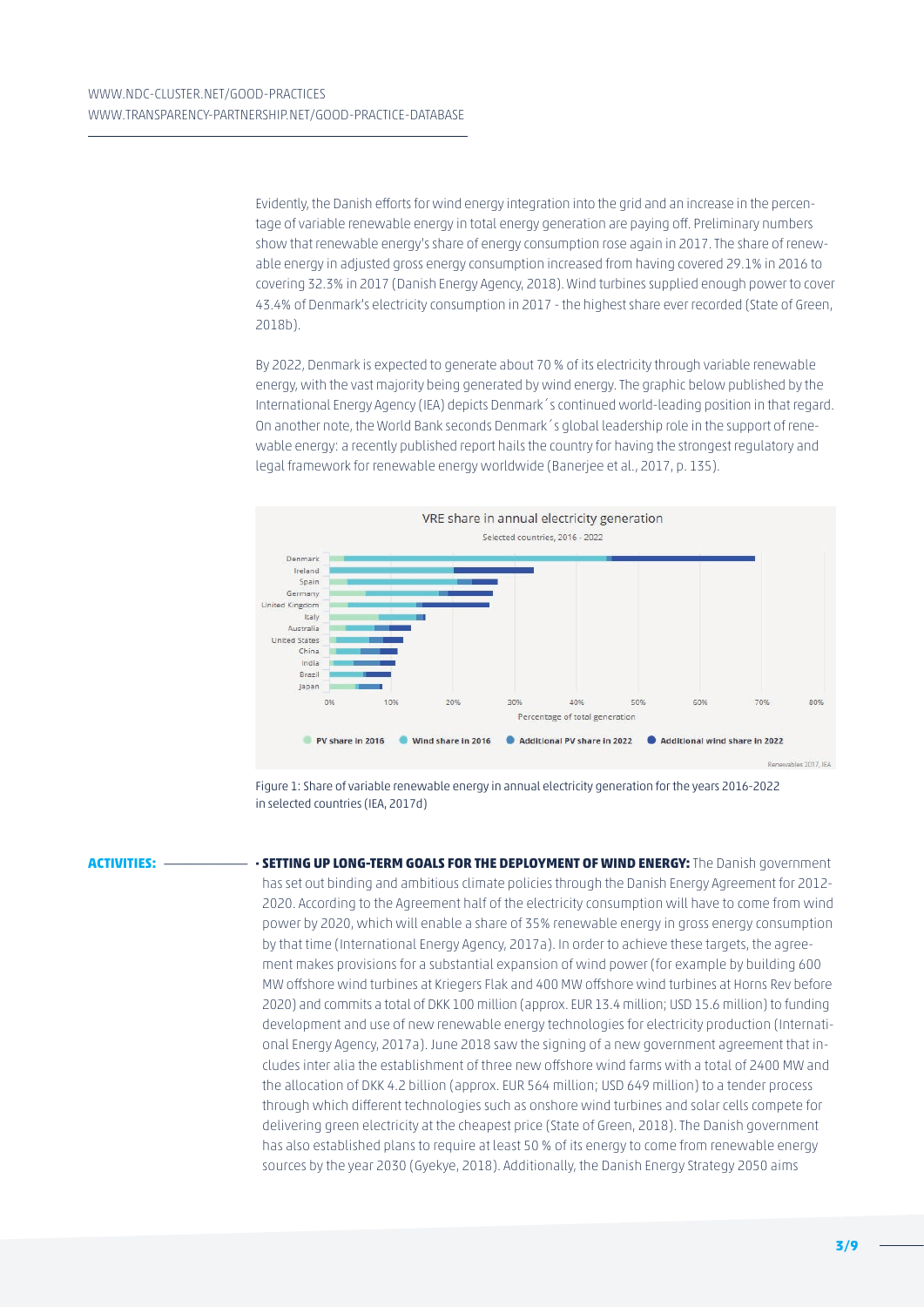Evidently, the Danish efforts for wind energy integration into the grid and an increase in the percentage of variable renewable energy in total energy generation are paying off. Preliminary numbers show that renewable energy's share of energy consumption rose again in 2017. The share of renewable energy in adjusted gross energy consumption increased from having covered 29.1% in 2016 to covering 32.3% in 2017 (Danish Energy Agency, 2018). Wind turbines supplied enough power to cover 43.4% of Denmark's electricity consumption in 2017 - the highest share ever recorded (State of Green, 2018b).

By 2022, Denmark is expected to generate about 70 % of its electricity through variable renewable energy, with the vast majority being generated by wind energy. The graphic below published by the International Energy Agency (IEA) depicts Denmark´s continued world-leading position in that regard. On another note, the World Bank seconds Denmark´s global leadership role in the support of renewable energy: a recently published report hails the country for having the strongest regulatory and legal framework for renewable energy worldwide (Banerjee et al., 2017, p. 135).

Figure 1: Share of variable renewable energy in annual electricity generation for the years 2016-2022 in selected countries (IEA, 2017d)

**ACTIVITIES:**

- **SETTING UP LONG-TERM GOALS FOR THE DEPLOYMENT OF WIND ENERGY:** The Danish government has set out binding and ambitious climate policies through the Danish Energy Agreement for 2012-2020. According to the Agreement half of the electricity consumption will have to come from wind power by 2020, which will enable a share of 35% renewable energy in gross energy consumption by that time (International Energy Agency, 2017a). In order to achieve these targets, the agreement makes provisions for a substantial expansion of wind power (for example by building 600 MW offshore wind turbines at Kriegers Flak and 400 MW offshore wind turbines at Horns Rev before 2020) and commits a total of DKK 100 million (approx. EUR 13.4 million; USD 15.6 million) to funding development and use of new renewable energy technologies for electricity production (International Energy Agency, 2017a). June 2018 saw the signing of a new government agreement that includes inter alia the establishment of three new offshore wind farms with a total of 2400 MW and the allocation of DKK 4.2 billion (approx. EUR 564 million; USD 649 million) to a tender process through which different technologies such as onshore wind turbines and solar cells compete for delivering green electricity at the cheapest price (State of Green, 2018). The Danish government has also established plans to require at least 50 % of its energy to come from renewable energy sources by the year 2030 (Gyekye, 2018). Additionally, the Danish Energy Strategy 2050 aims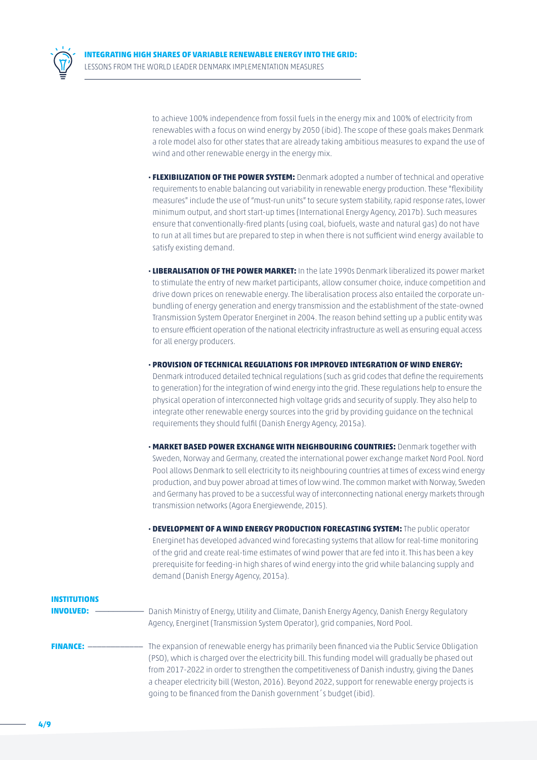to achieve 100% independence from fossil fuels in the energy mix and 100% of electricity from renewables with a focus on wind energy by 2050 (ibid). The scope of these goals makes Denmark a role model also for other states that are already taking ambitious measures to expand the use of wind and other renewable energy in the energy mix.

- **FLEXIBILIZATION OF THE POWER SYSTEM:** Denmark adopted a number of technical and operative requirements to enable balancing out variability in renewable energy production. These "flexibility measures" include the use of "must-run units" to secure system stability, rapid response rates, lower minimum output, and short start-up times (International Energy Agency, 2017b). Such measures ensure that conventionally-fired plants (using coal, biofuels, waste and natural gas) do not have to run at all times but are prepared to step in when there is not sufficient wind energy available to satisfy existing demand.

- **LIBERALISATION OF THE POWER MARKET:** In the late 1990s Denmark liberalized its power market to stimulate the entry of new market participants, allow consumer choice, induce competition and drive down prices on renewable energy. The liberalisation process also entailed the corporate un-bundling of energy generation and energy transmission and the establishment of the state-owned Transmission System Operator Energinet in 2004. The reason behind setting up a public entity was to ensure efficient operation of the national electricity infrastructure as well as ensuring equal access for all energy producers.

- **PROVISION OF TECHNICAL REGULATIONS FOR IMPROVED INTEGRATION OF WIND ENERGY:** Denmark introduced detailed technical regulations (such as grid codes that define the requirements to generation) for the integration of wind energy into the grid. These regulations help to ensure the physical operation of interconnected high voltage grids and security of supply. They also help to integrate other renewable energy sources into the grid by providing guidance on the technical requirements they should fulfil (Danish Energy Agency, 2015a).

- **MARKET BASED POWER EXCHANGE WITH NEIGHBOURING COUNTRIES:** Denmark together with Sweden, Norway and Germany, created the international power exchange market Nord Pool. Nord Pool allows Denmark to sell electricity to its neighbouring countries at times of excess wind energy production, and buy power abroad at times of low wind. The common market with Norway, Sweden and Germany has proved to be a successful way of interconnecting national energy markets through transmission networks (Agora Energiewende, 2015).

- **DEVELOPMENT OF A WIND ENERGY PRODUCTION FORECASTING SYSTEM:** The public operator Energinet has developed advanced wind forecasting systems that allow for real-time monitoring of the grid and create real-time estimates of wind power that are fed into it. This has been a key prerequisite for feeding-in high shares of wind energy into the grid while balancing supply and demand (Danish Energy Agency, 2015a).

**INSTITUTIONS INVOLVED:** Danish Ministry of Energy, Utility and Climate, Danish Energy Agency, Danish Energy Regulatory Agency, Energinet (Transmission System Operator), grid companies, Nord Pool.

**FINANCE:** The expansion of renewable energy has primarily been financed via the Public Service Obligation (PSO), which is charged over the electricity bill. This funding model will gradually be phased out from 2017-2022 in order to strengthen the competitiveness of Danish industry, giving the Danes a cheaper electricity bill (Weston, 2016). Beyond 2022, support for renewable energy projects is going to be financed from the Danish government´s budget (ibid).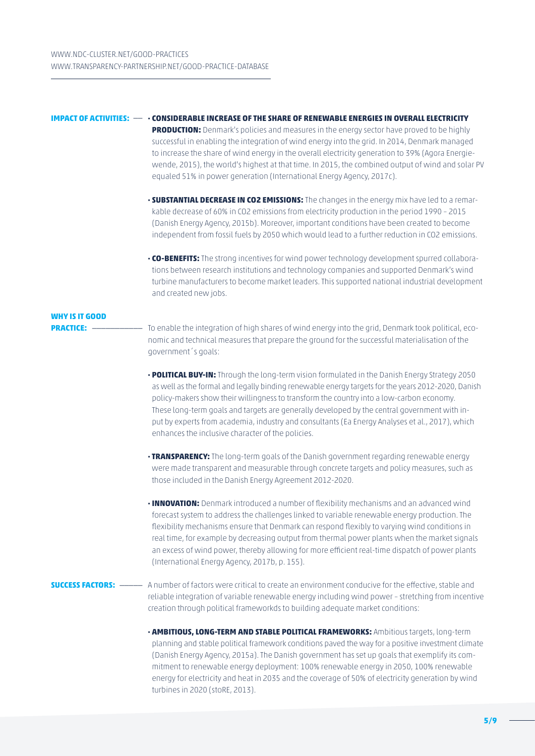WWW.NDC-CLUSTER.NET/GOOD-PRACTICES
WWW.TRANSPARENCY-PARTNERSHIP.NET/GOOD-PRACTICE-DATABASE

**IMPACT OF ACTIVITIES:**

- **CONSIDERABLE INCREASE OF THE SHARE OF RENEWABLE ENERGIES IN OVERALL ELECTRICITY PRODUCTION:** Denmark's policies and measures in the energy sector have proved to be highly successful in enabling the integration of wind energy into the grid. In 2014, Denmark managed to increase the share of wind energy in the overall electricity generation to 39% (Agora Energiewende, 2015), the world's highest at that time. In 2015, the combined output of wind and solar PV equaled 51% in power generation (International Energy Agency, 2017c).

- **SUBSTANTIAL DECREASE IN CO2 EMISSIONS:** The changes in the energy mix have led to a remarkable decrease of 60% in CO2 emissions from electricity production in the period 1990 – 2015 (Danish Energy Agency, 2015b). Moreover, important conditions have been created to become independent from fossil fuels by 2050 which would lead to a further reduction in CO2 emissions.

- **CO-BENEFITS:** The strong incentives for wind power technology development spurred collaborations between research institutions and technology companies and supported Denmark's wind turbine manufacturers to become market leaders. This supported national industrial development and created new jobs.

**WHY IS IT GOOD PRACTICE:**

To enable the integration of high shares of wind energy into the grid, Denmark took political, economic and technical measures that prepare the ground for the successful materialisation of the government´s goals:

- **POLITICAL BUY-IN:** Through the long-term vision formulated in the Danish Energy Strategy 2050 as well as the formal and legally binding renewable energy targets for the years 2012-2020, Danish policy-makers show their willingness to transform the country into a low-carbon economy. These long-term goals and targets are generally developed by the central government with input by experts from academia, industry and consultants (Ea Energy Analyses et al., 2017), which enhances the inclusive character of the policies.

- **TRANSPARENCY:** The long-term goals of the Danish government regarding renewable energy were made transparent and measurable through concrete targets and policy measures, such as those included in the Danish Energy Agreement 2012-2020.

- **INNOVATION:** Denmark introduced a number of flexibility mechanisms and an advanced wind forecast system to address the challenges linked to variable renewable energy production. The flexibility mechanisms ensure that Denmark can respond flexibly to varying wind conditions in real time, for example by decreasing output from thermal power plants when the market signals an excess of wind power, thereby allowing for more efficient real-time dispatch of power plants (International Energy Agency, 2017b, p. 155).

**SUCCESS FACTORS:**

A number of factors were critical to create an environment conducive for the effective, stable and reliable integration of variable renewable energy including wind power – stretching from incentive creation through political frameworkds to building adequate market conditions:

- **AMBITIOUS, LONG-TERM AND STABLE POLITICAL FRAMEWORKS:** Ambitious targets, long-term planning and stable political framework conditions paved the way for a positive investment climate (Danish Energy Agency, 2015a). The Danish government has set up goals that exemplify its commitment to renewable energy deployment: 100% renewable energy in 2050, 100% renewable energy for electricity and heat in 2035 and the coverage of 50% of electricity generation by wind turbines in 2020 (stoRE, 2013).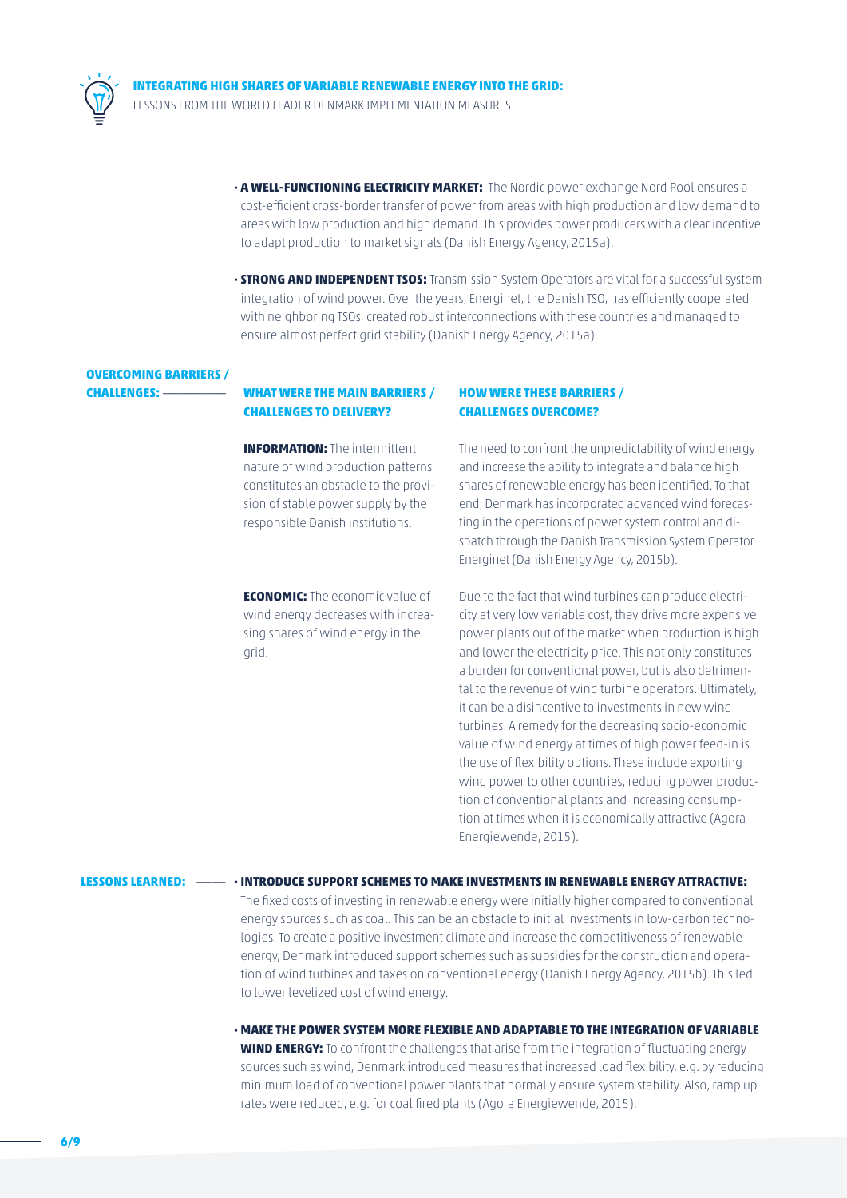- **A WELL-FUNCTIONING ELECTRICITY MARKET:** The Nordic power exchange Nord Pool ensures a cost-efficient cross-border transfer of power from areas with high production and low demand to areas with low production and high demand. This provides power producers with a clear incentive to adapt production to market signals (Danish Energy Agency, 2015a).

- **STRONG AND INDEPENDENT TSOS:** Transmission System Operators are vital for a successful system integration of wind power. Over the years, Energinet, the Danish TSO, has efficiently cooperated with neighboring TSOs, created robust interconnections with these countries and managed to ensure almost perfect grid stability (Danish Energy Agency, 2015a).

## OVERCOMING BARRIERS / CHALLENGES:

| WHAT WERE THE MAIN BARRIERS / CHALLENGES TO DELIVERY? | HOW WERE THESE BARRIERS / CHALLENGES OVERCOME? |
| --- | --- |
| **INFORMATION:** The intermittent nature of wind production patterns constitutes an obstacle to the provision of stable power supply by the responsible Danish institutions. | The need to confront the unpredictability of wind energy and increase the ability to integrate and balance high shares of renewable energy has been identified. To that end, Denmark has incorporated advanced wind forecasting in the operations of power system control and dispatch through the Danish Transmission System Operator Energinet (Danish Energy Agency, 2015b). |
| **ECONOMIC:** The economic value of wind energy decreases with increasing shares of wind energy in the grid. | Due to the fact that wind turbines can produce electricity at very low variable cost, they drive more expensive power plants out of the market when production is high and lower the electricity price. This not only constitutes a burden for conventional power, but is also detrimental to the revenue of wind turbine operators. Ultimately, it can be a disincentive to investments in new wind turbines. A remedy for the decreasing socio-economic value of wind energy at times of high power feed-in is the use of flexibility options. These include exporting wind power to other countries, reducing power production of conventional plants and increasing consumption at times when it is economically attractive (Agora Energiewende, 2015). |

## LESSONS LEARNED:

- **INTRODUCE SUPPORT SCHEMES TO MAKE INVESTMENTS IN RENEWABLE ENERGY ATTRACTIVE:** The fixed costs of investing in renewable energy were initially higher compared to conventional energy sources such as coal. This can be an obstacle to initial investments in low-carbon technologies. To create a positive investment climate and increase the competitiveness of renewable energy, Denmark introduced support schemes such as subsidies for the construction and operation of wind turbines and taxes on conventional energy (Danish Energy Agency, 2015b). This led to lower levelized cost of wind energy.

- **MAKE THE POWER SYSTEM MORE FLEXIBLE AND ADAPTABLE TO THE INTEGRATION OF VARIABLE WIND ENERGY:** To confront the challenges that arise from the integration of fluctuating energy sources such as wind, Denmark introduced measures that increased load flexibility, e.g. by reducing minimum load of conventional power plants that normally ensure system stability. Also, ramp up rates were reduced, e.g. for coal fired plants (Agora Energiewende, 2015).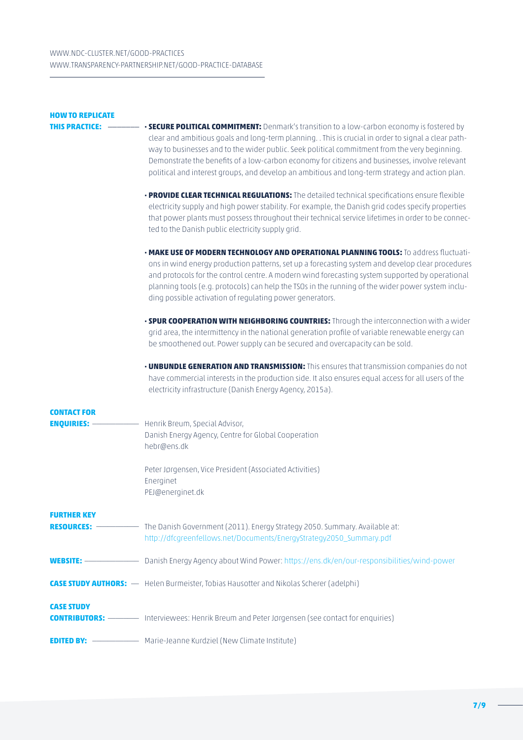WWW.NDC-CLUSTER.NET/GOOD-PRACTICES
WWW.TRANSPARENCY-PARTNERSHIP.NET/GOOD-PRACTICE-DATABASE

**HOW TO REPLICATE THIS PRACTICE:**

- **SECURE POLITICAL COMMITMENT:** Denmark's transition to a low-carbon economy is fostered by clear and ambitious goals and long-term planning. . This is crucial in order to signal a clear pathway to businesses and to the wider public. Seek political commitment from the very beginning. Demonstrate the benefits of a low-carbon economy for citizens and businesses, involve relevant political and interest groups, and develop an ambitious and long-term strategy and action plan.

- **PROVIDE CLEAR TECHNICAL REGULATIONS:** The detailed technical specifications ensure flexible electricity supply and high power stability. For example, the Danish grid codes specify properties that power plants must possess throughout their technical service lifetimes in order to be connected to the Danish public electricity supply grid.

- **MAKE USE OF MODERN TECHNOLOGY AND OPERATIONAL PLANNING TOOLS:** To address fluctuations in wind energy production patterns, set up a forecasting system and develop clear procedures and protocols for the control centre. A modern wind forecasting system supported by operational planning tools (e.g. protocols) can help the TSOs in the running of the wider power system including possible activation of regulating power generators.

- **SPUR COOPERATION WITH NEIGHBORING COUNTRIES:** Through the interconnection with a wider grid area, the intermittency in the national generation profile of variable renewable energy can be smoothened out. Power supply can be secured and overcapacity can be sold.

- **UNBUNDLE GENERATION AND TRANSMISSION:** This ensures that transmission companies do not have commercial interests in the production side. It also ensures equal access for all users of the electricity infrastructure (Danish Energy Agency, 2015a).

**CONTACT FOR ENQUIRIES:**

Henrik Breum, Special Advisor,
Danish Energy Agency, Centre for Global Cooperation
hebr@ens.dk

Peter Jørgensen, Vice President (Associated Activities)
Energinet
PEJ@energinet.dk

**FURTHER KEY RESOURCES:** The Danish Government (2011). Energy Strategy 2050. Summary. Available at: http://dfcgreenfellows.net/Documents/EnergyStrategy2050_Summary.pdf

**WEBSITE:** Danish Energy Agency about Wind Power: https://ens.dk/en/our-responsibilities/wind-power

**CASE STUDY AUTHORS:** Helen Burmeister, Tobias Hausotter and Nikolas Scherer (adelphi)

**CASE STUDY CONTRIBUTORS:** Interviewees: Henrik Breum and Peter Jørgensen (see contact for enquiries)

**EDITED BY:** Marie-Jeanne Kurdziel (New Climate Institute)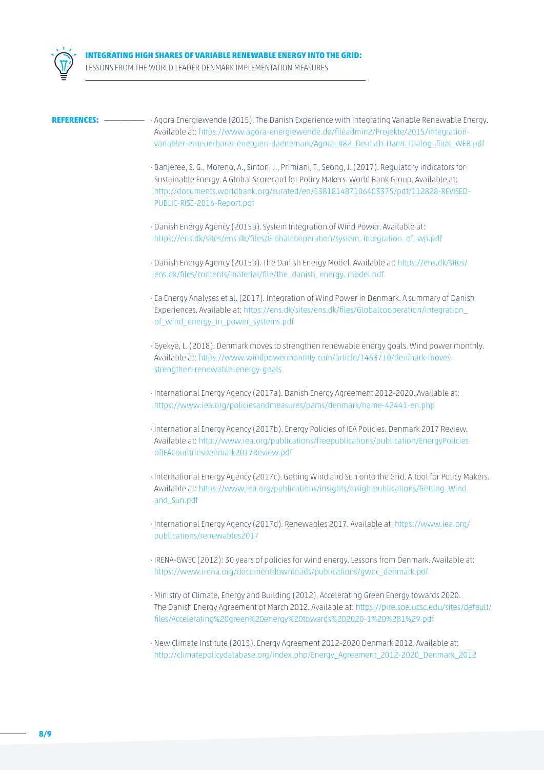**REFERENCES:**

- Agora Energiewende (2015). The Danish Experience with Integrating Variable Renewable Energy. Available at: https://www.agora-energiewende.de/fileadmin2/Projekte/2015/integration-variabler-erneuerbarer-energien-daenemark/Agora_082_Deutsch-Daen_Dialog_final_WEB.pdf

- Banjeree, S. G., Moreno, A., Sinton, J., Primiani, T., Seong, J. (2017). Regulatory indicators for Sustainable Energy. A Global Scorecard for Policy Makers. World Bank Group. Available at: http://documents.worldbank.org/curated/en/538181487106403375/pdf/112828-REVISED-PUBLIC-RISE-2016-Report.pdf

- Danish Energy Agency (2015a). System Integration of Wind Power. Available at: https://ens.dk/sites/ens.dk/files/Globalcooperation/system_integration_of_wp.pdf

- Danish Energy Agency (2015b). The Danish Energy Model. Available at: https://ens.dk/sites/ens.dk/files/contents/material/file/the_danish_energy_model.pdf

- Ea Energy Analyses et al. (2017). Integration of Wind Power in Denmark. A summary of Danish Experiences. Available at: https://ens.dk/sites/ens.dk/files/Globalcooperation/integration_of_wind_energy_in_power_systems.pdf

- Gyekye, L. (2018). Denmark moves to strengthen renewable energy goals. Wind power monthly. Available at: https://www.windpowermonthly.com/article/1463710/denmark-moves-strengthen-renewable-energy-goals

- International Energy Agency (2017a). Danish Energy Agreement 2012-2020. Available at: https://www.iea.org/policiesandmeasures/pams/denmark/name-42441-en.php

- International Energy Agency (2017b). Energy Policies of IEA Policies. Denmark 2017 Review. Available at: http://www.iea.org/publications/freepublications/publication/EnergyPoliciesofIEACountriesDenmark2017Review.pdf

- International Energy Agency (2017c). Getting Wind and Sun onto the Grid. A Tool for Policy Makers. Available at: https://www.iea.org/publications/insights/insightpublications/Getting_Wind_and_Sun.pdf

- International Energy Agency (2017d). Renewables 2017. Available at: https://www.iea.org/publications/renewables2017

- IRENA-GWEC (2012): 30 years of policies for wind energy. Lessons from Denmark. Available at: https://www.irena.org/documentdownloads/publications/gwec_denmark.pdf

- Ministry of Climate, Energy and Building (2012). Accelerating Green Energy towards 2020. The Danish Energy Agreement of March 2012. Available at: https://pire.soe.ucsc.edu/sites/default/files/Accelerating%20green%20energy%20towards%202020-1%20%281%29.pdf

- New Climate Institute (2015). Energy Agreement 2012-2020 Denmark 2012. Available at: http://climatepolicydatabase.org/index.php/Energy_Agreement_2012-2020_Denmark_2012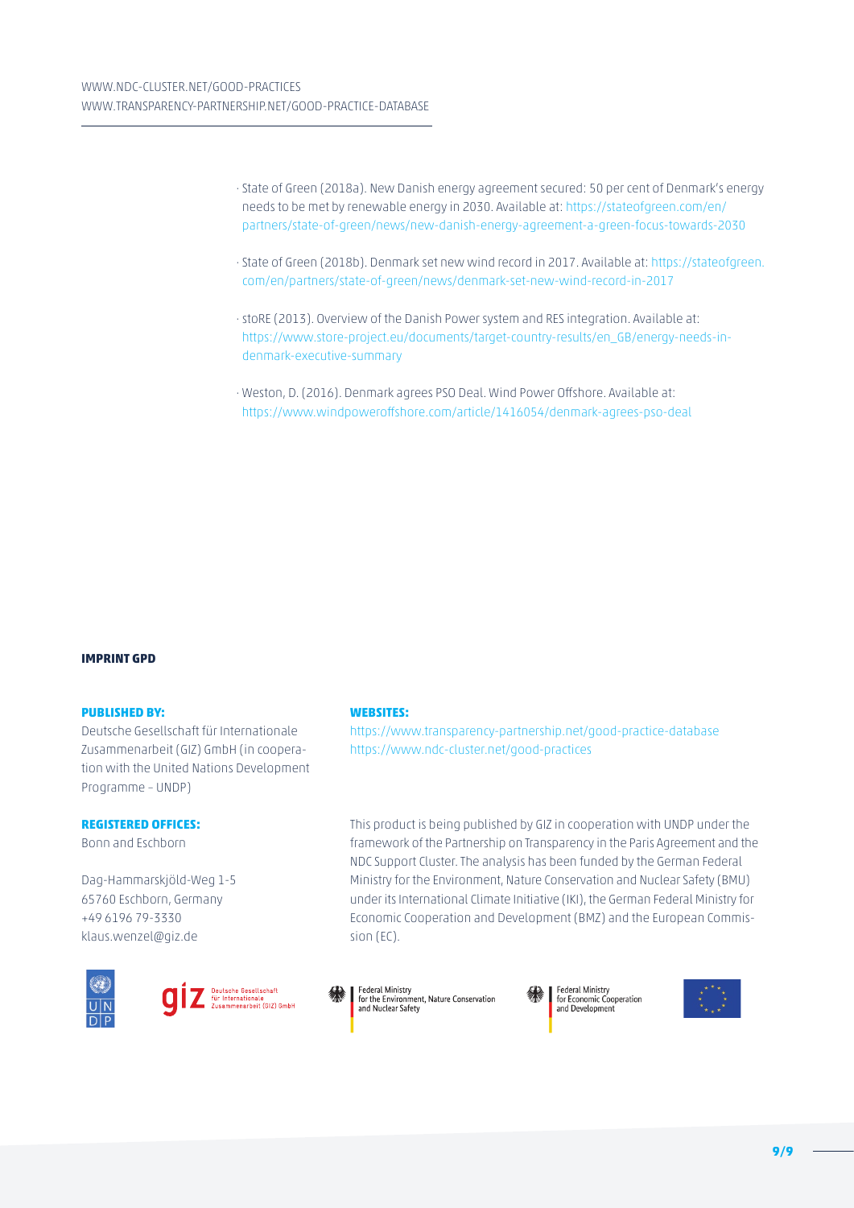WWW.NDC-CLUSTER.NET/GOOD-PRACTICES
WWW.TRANSPARENCY-PARTNERSHIP.NET/GOOD-PRACTICE-DATABASE

- State of Green (2018a). New Danish energy agreement secured: 50 per cent of Denmark's energy needs to be met by renewable energy in 2030. Available at: https://stateofgreen.com/en/partners/state-of-green/news/new-danish-energy-agreement-a-green-focus-towards-2030
- State of Green (2018b). Denmark set new wind record in 2017. Available at: https://stateofgreen.com/en/partners/state-of-green/news/denmark-set-new-wind-record-in-2017
- stoRE (2013). Overview of the Danish Power system and RES integration. Available at: https://www.store-project.eu/documents/target-country-results/en_GB/energy-needs-in-denmark-executive-summary
- Weston, D. (2016). Denmark agrees PSO Deal. Wind Power Offshore. Available at: https://www.windpoweroffshore.com/article/1416054/denmark-agrees-pso-deal

**IMPRINT GPD**

**PUBLISHED BY:**
Deutsche Gesellschaft für Internationale Zusammenarbeit (GIZ) GmbH (in cooperation with the United Nations Development Programme – UNDP)

**REGISTERED OFFICES:**
Bonn and Eschborn

Dag-Hammarskjöld-Weg 1-5
65760 Eschborn, Germany
+49 6196 79-3330
klaus.wenzel@giz.de

**WEBSITES:**
https://www.transparency-partnership.net/good-practice-database
https://www.ndc-cluster.net/good-practices

This product is being published by GIZ in cooperation with UNDP under the framework of the Partnership on Transparency in the Paris Agreement and the NDC Support Cluster. The analysis has been funded by the German Federal Ministry for the Environment, Nature Conservation and Nuclear Safety (BMU) under its International Climate Initiative (IKI), the German Federal Ministry for Economic Cooperation and Development (BMZ) and the European Commission (EC).

Deutsche Gesellschaft für Internationale Zusammenarbeit (GIZ) GmbH

Federal Ministry for the Environment, Nature Conservation and Nuclear Safety

Federal Ministry for Economic Cooperation and Development